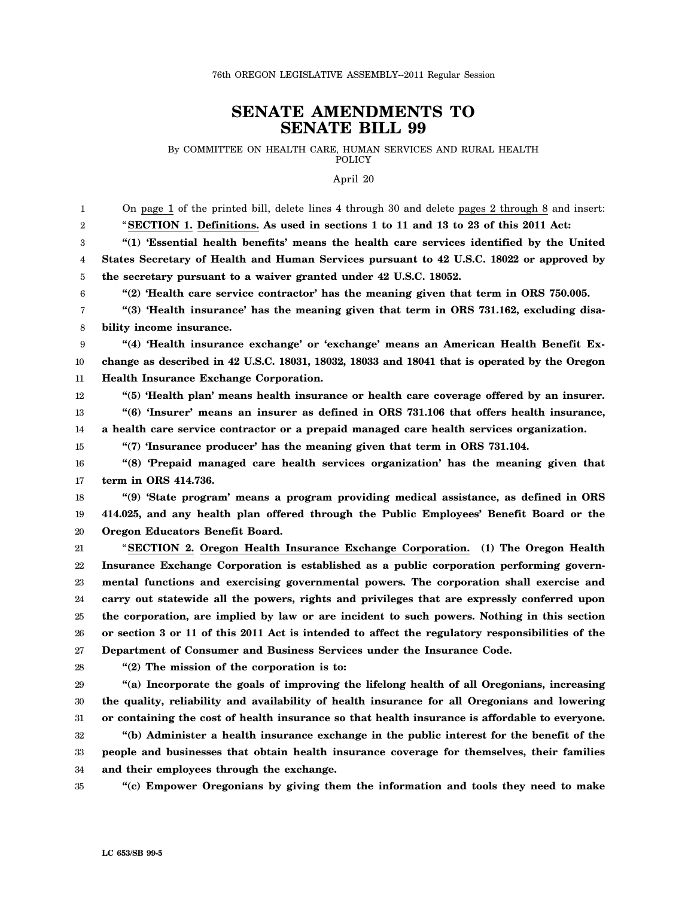76th OREGON LEGISLATIVE ASSEMBLY--2011 Regular Session

# SENATE AMENDMENTS TO SENATE BILL 99

By COMMITTEE ON HEALTH CARE, HUMAN SERVICES AND RURAL HEALTH POLICY

April 20

On page 1 of the printed bill, delete lines 4 through 30 and delete pages 2 through 8 and insert:

"**SECTION 1. Definitions. As used in sections 1 to 11 and 13 to 23 of this 2011 Act:**

**"(1) 'Essential health benefits' means the health care services identified by the United States Secretary of Health and Human Services pursuant to 42 U.S.C. 18022 or approved by the secretary pursuant to a waiver granted under 42 U.S.C. 18052.**

**"(2) 'Health care service contractor' has the meaning given that term in ORS 750.005.**

**"(3) 'Health insurance' has the meaning given that term in ORS 731.162, excluding disability income insurance.**

**"(4) 'Health insurance exchange' or 'exchange' means an American Health Benefit Exchange as described in 42 U.S.C. 18031, 18032, 18033 and 18041 that is operated by the Oregon Health Insurance Exchange Corporation.**

**"(5) 'Health plan' means health insurance or health care coverage offered by an insurer.**

**"(6) 'Insurer' means an insurer as defined in ORS 731.106 that offers health insurance, a health care service contractor or a prepaid managed care health services organization.**

**"(7) 'Insurance producer' has the meaning given that term in ORS 731.104.**

**"(8) 'Prepaid managed care health services organization' has the meaning given that term in ORS 414.736.**

**"(9) 'State program' means a program providing medical assistance, as defined in ORS 414.025, and any health plan offered through the Public Employees' Benefit Board or the Oregon Educators Benefit Board.**

"**SECTION 2. Oregon Health Insurance Exchange Corporation. (1) The Oregon Health Insurance Exchange Corporation is established as a public corporation performing governmental functions and exercising governmental powers. The corporation shall exercise and carry out statewide all the powers, rights and privileges that are expressly conferred upon the corporation, are implied by law or are incident to such powers. Nothing in this section or section 3 or 11 of this 2011 Act is intended to affect the regulatory responsibilities of the Department of Consumer and Business Services under the Insurance Code.**

**"(2) The mission of the corporation is to:**

**"(a) Incorporate the goals of improving the lifelong health of all Oregonians, increasing the quality, reliability and availability of health insurance for all Oregonians and lowering or containing the cost of health insurance so that health insurance is affordable to everyone.**

**"(b) Administer a health insurance exchange in the public interest for the benefit of the people and businesses that obtain health insurance coverage for themselves, their families and their employees through the exchange.**

**"(c) Empower Oregonians by giving them the information and tools they need to make**

LC 653/SB 99-5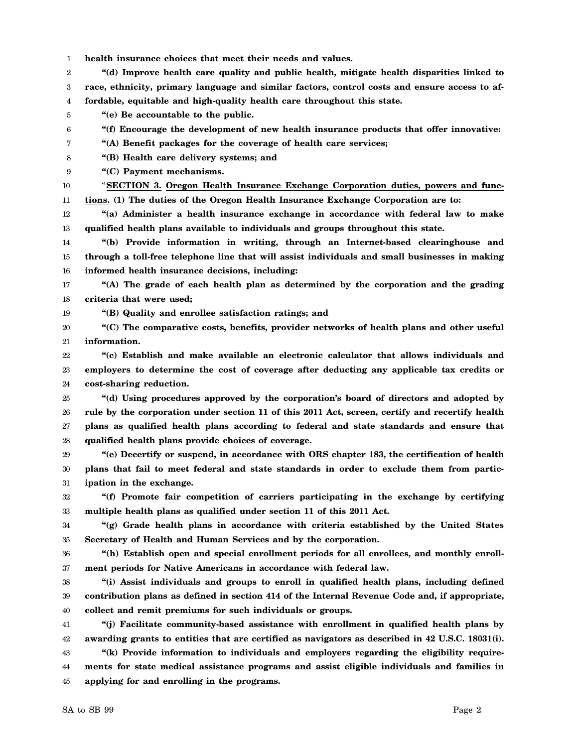**health insurance choices that meet their needs and values.**

**"(d) Improve health care quality and public health, mitigate health disparities linked to race, ethnicity, primary language and similar factors, control costs and ensure access to affordable, equitable and high-quality health care throughout this state.**

**"(e) Be accountable to the public.**

**"(f) Encourage the development of new health insurance products that offer innovative:**

**"(A) Benefit packages for the coverage of health care services;**

**"(B) Health care delivery systems; and**

**"(C) Payment mechanisms.**

"**SECTION 3. Oregon Health Insurance Exchange Corporation duties, powers and functions. (1) The duties of the Oregon Health Insurance Exchange Corporation are to:**

**"(a) Administer a health insurance exchange in accordance with federal law to make qualified health plans available to individuals and groups throughout this state.**

**"(b) Provide information in writing, through an Internet-based clearinghouse and through a toll-free telephone line that will assist individuals and small businesses in making informed health insurance decisions, including:**

**"(A) The grade of each health plan as determined by the corporation and the grading criteria that were used;**

**"(B) Quality and enrollee satisfaction ratings; and**

**"(C) The comparative costs, benefits, provider networks of health plans and other useful information.**

**"(c) Establish and make available an electronic calculator that allows individuals and employers to determine the cost of coverage after deducting any applicable tax credits or cost-sharing reduction.**

**"(d) Using procedures approved by the corporation's board of directors and adopted by rule by the corporation under section 11 of this 2011 Act, screen, certify and recertify health plans as qualified health plans according to federal and state standards and ensure that qualified health plans provide choices of coverage.**

**"(e) Decertify or suspend, in accordance with ORS chapter 183, the certification of health plans that fail to meet federal and state standards in order to exclude them from participation in the exchange.**

**"(f) Promote fair competition of carriers participating in the exchange by certifying multiple health plans as qualified under section 11 of this 2011 Act.**

**"(g) Grade health plans in accordance with criteria established by the United States Secretary of Health and Human Services and by the corporation.**

**"(h) Establish open and special enrollment periods for all enrollees, and monthly enrollment periods for Native Americans in accordance with federal law.**

**"(i) Assist individuals and groups to enroll in qualified health plans, including defined contribution plans as defined in section 414 of the Internal Revenue Code and, if appropriate, collect and remit premiums for such individuals or groups.**

**"(j) Facilitate community-based assistance with enrollment in qualified health plans by awarding grants to entities that are certified as navigators as described in 42 U.S.C. 18031(i).**

**"(k) Provide information to individuals and employers regarding the eligibility requirements for state medical assistance programs and assist eligible individuals and families in applying for and enrolling in the programs.**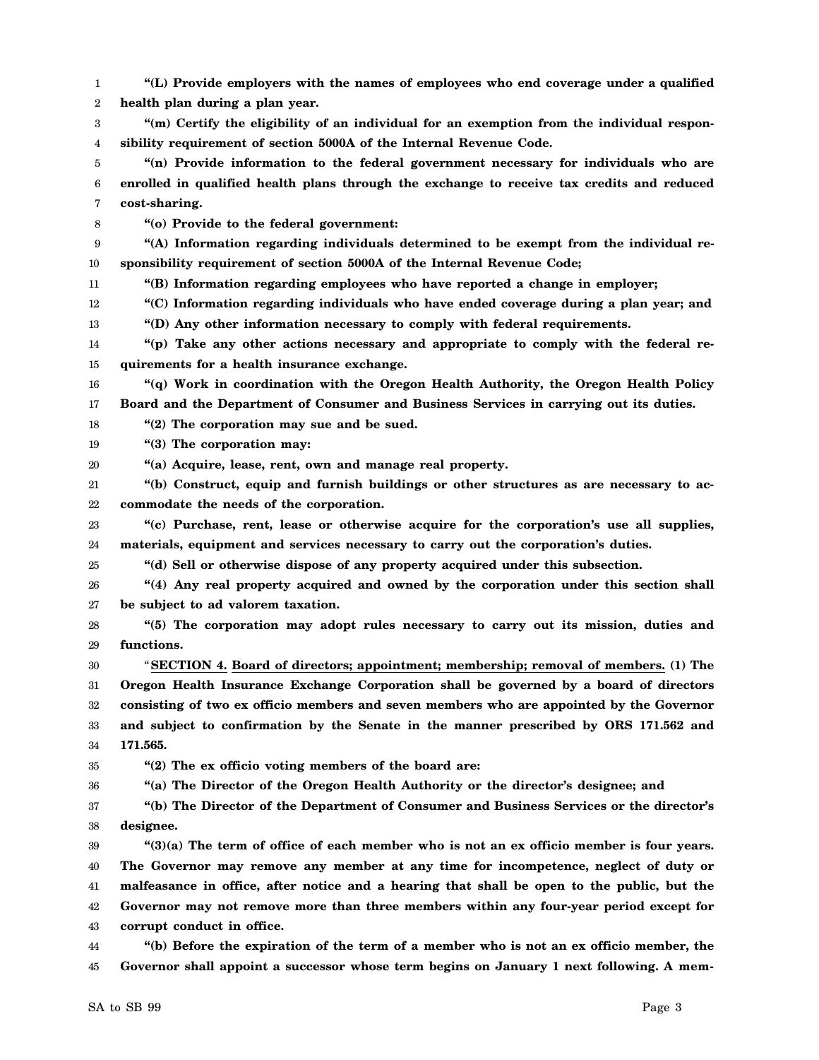**"(L) Provide employers with the names of employees who end coverage under a qualified health plan during a plan year.**

**"(m) Certify the eligibility of an individual for an exemption from the individual responsibility requirement of section 5000A of the Internal Revenue Code.**

**"(n) Provide information to the federal government necessary for individuals who are enrolled in qualified health plans through the exchange to receive tax credits and reduced cost-sharing.**

**"(o) Provide to the federal government:**

**"(A) Information regarding individuals determined to be exempt from the individual responsibility requirement of section 5000A of the Internal Revenue Code;**

**"(B) Information regarding employees who have reported a change in employer;**

**"(C) Information regarding individuals who have ended coverage during a plan year; and**

**"(D) Any other information necessary to comply with federal requirements.**

**"(p) Take any other actions necessary and appropriate to comply with the federal requirements for a health insurance exchange.**

**"(q) Work in coordination with the Oregon Health Authority, the Oregon Health Policy Board and the Department of Consumer and Business Services in carrying out its duties.**

**"(2) The corporation may sue and be sued.**

**"(3) The corporation may:**

**"(a) Acquire, lease, rent, own and manage real property.**

**"(b) Construct, equip and furnish buildings or other structures as are necessary to accommodate the needs of the corporation.**

**"(c) Purchase, rent, lease or otherwise acquire for the corporation's use all supplies, materials, equipment and services necessary to carry out the corporation's duties.**

**"(d) Sell or otherwise dispose of any property acquired under this subsection.**

**"(4) Any real property acquired and owned by the corporation under this section shall be subject to ad valorem taxation.**

**"(5) The corporation may adopt rules necessary to carry out its mission, duties and functions.**

"**SECTION 4. Board of directors; appointment; membership; removal of members. (1) The Oregon Health Insurance Exchange Corporation shall be governed by a board of directors consisting of two ex officio members and seven members who are appointed by the Governor and subject to confirmation by the Senate in the manner prescribed by ORS 171.562 and 171.565.**

**"(2) The ex officio voting members of the board are:**

**"(a) The Director of the Oregon Health Authority or the director's designee; and**

**"(b) The Director of the Department of Consumer and Business Services or the director's designee.**

**"(3)(a) The term of office of each member who is not an ex officio member is four years. The Governor may remove any member at any time for incompetence, neglect of duty or malfeasance in office, after notice and a hearing that shall be open to the public, but the Governor may not remove more than three members within any four-year period except for corrupt conduct in office.**

**"(b) Before the expiration of the term of a member who is not an ex officio member, the Governor shall appoint a successor whose term begins on January 1 next following. A mem-**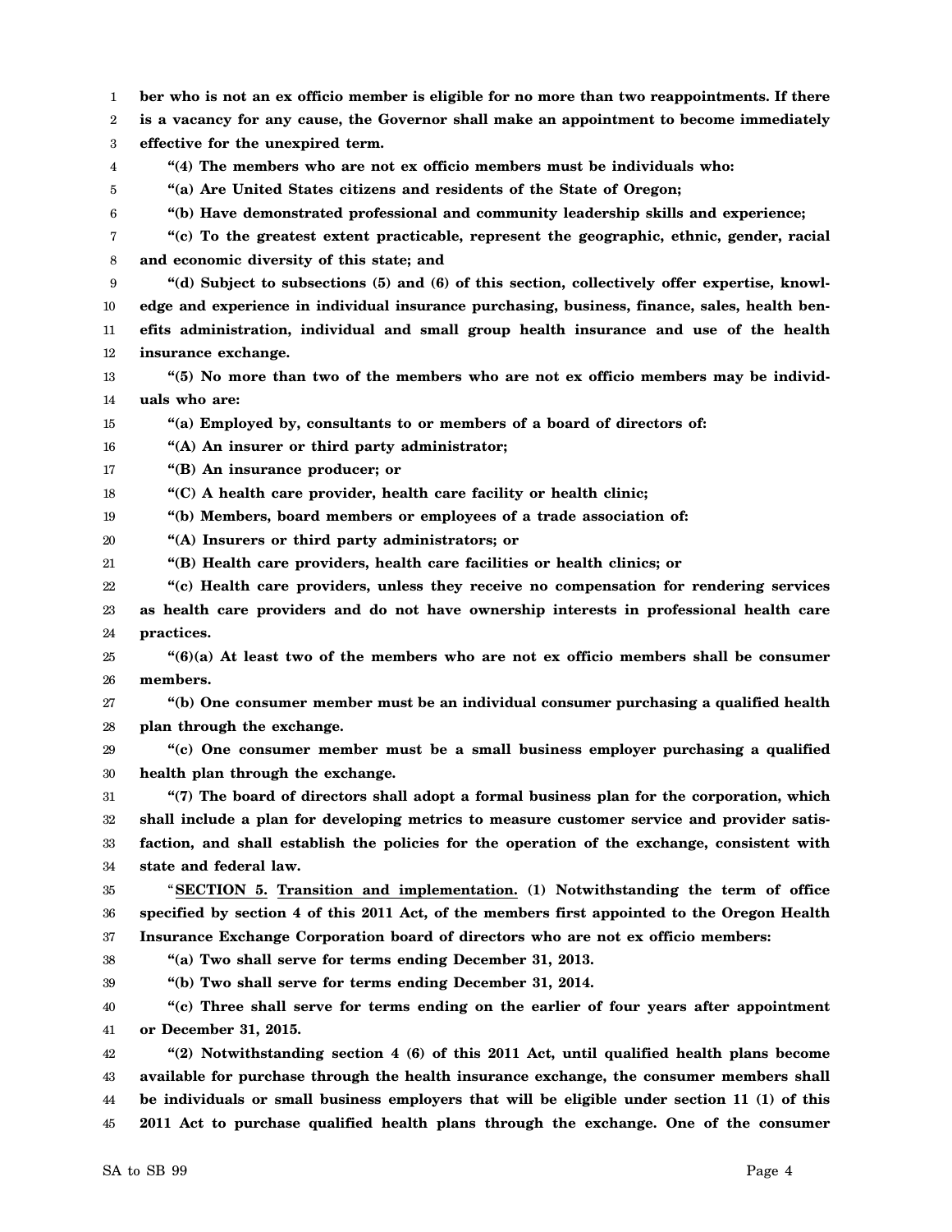**ber who is not an ex officio member is eligible for no more than two reappointments. If there is a vacancy for any cause, the Governor shall make an appointment to become immediately effective for the unexpired term.**

**"(4) The members who are not ex officio members must be individuals who:**

**"(a) Are United States citizens and residents of the State of Oregon;**

**"(b) Have demonstrated professional and community leadership skills and experience;**

**"(c) To the greatest extent practicable, represent the geographic, ethnic, gender, racial and economic diversity of this state; and**

**"(d) Subject to subsections (5) and (6) of this section, collectively offer expertise, knowledge and experience in individual insurance purchasing, business, finance, sales, health benefits administration, individual and small group health insurance and use of the health insurance exchange.**

**"(5) No more than two of the members who are not ex officio members may be individuals who are:**

**"(a) Employed by, consultants to or members of a board of directors of:**

**"(A) An insurer or third party administrator;**

**"(B) An insurance producer; or**

**"(C) A health care provider, health care facility or health clinic;**

**"(b) Members, board members or employees of a trade association of:**

**"(A) Insurers or third party administrators; or**

**"(B) Health care providers, health care facilities or health clinics; or**

**"(c) Health care providers, unless they receive no compensation for rendering services as health care providers and do not have ownership interests in professional health care practices.**

**"(6)(a) At least two of the members who are not ex officio members shall be consumer members.**

**"(b) One consumer member must be an individual consumer purchasing a qualified health plan through the exchange.**

**"(c) One consumer member must be a small business employer purchasing a qualified health plan through the exchange.**

**"(7) The board of directors shall adopt a formal business plan for the corporation, which shall include a plan for developing metrics to measure customer service and provider satisfaction, and shall establish the policies for the operation of the exchange, consistent with state and federal law.**

"**SECTION 5. Transition and implementation. (1) Notwithstanding the term of office specified by section 4 of this 2011 Act, of the members first appointed to the Oregon Health Insurance Exchange Corporation board of directors who are not ex officio members:**

**"(a) Two shall serve for terms ending December 31, 2013.**

**"(b) Two shall serve for terms ending December 31, 2014.**

**"(c) Three shall serve for terms ending on the earlier of four years after appointment or December 31, 2015.**

**"(2) Notwithstanding section 4 (6) of this 2011 Act, until qualified health plans become available for purchase through the health insurance exchange, the consumer members shall be individuals or small business employers that will be eligible under section 11 (1) of this 2011 Act to purchase qualified health plans through the exchange. One of the consumer**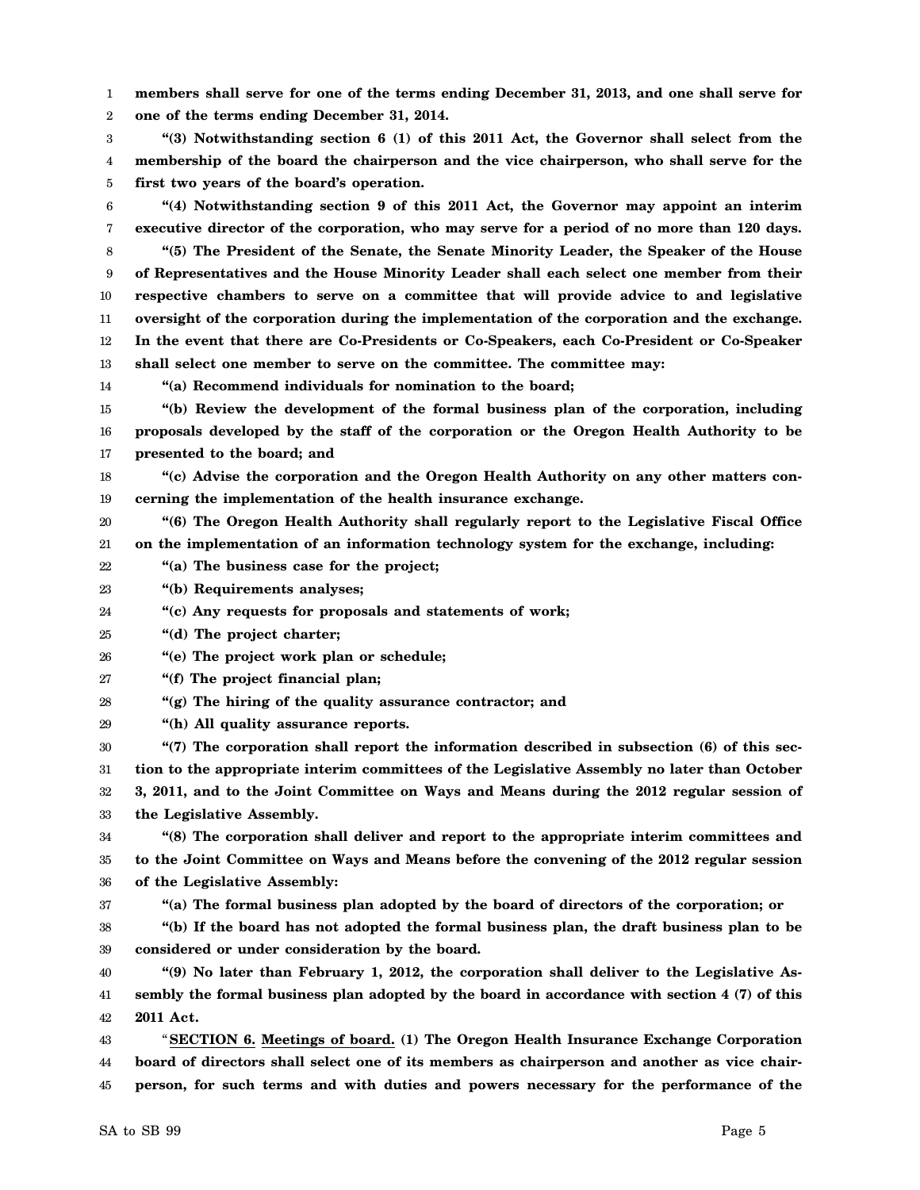**members shall serve for one of the terms ending December 31, 2013, and one shall serve for one of the terms ending December 31, 2014.**

**"(3) Notwithstanding section 6 (1) of this 2011 Act, the Governor shall select from the membership of the board the chairperson and the vice chairperson, who shall serve for the first two years of the board's operation.**

**"(4) Notwithstanding section 9 of this 2011 Act, the Governor may appoint an interim executive director of the corporation, who may serve for a period of no more than 120 days.**

**"(5) The President of the Senate, the Senate Minority Leader, the Speaker of the House of Representatives and the House Minority Leader shall each select one member from their respective chambers to serve on a committee that will provide advice to and legislative oversight of the corporation during the implementation of the corporation and the exchange. In the event that there are Co-Presidents or Co-Speakers, each Co-President or Co-Speaker shall select one member to serve on the committee. The committee may:**

**"(a) Recommend individuals for nomination to the board;**

**"(b) Review the development of the formal business plan of the corporation, including proposals developed by the staff of the corporation or the Oregon Health Authority to be presented to the board; and**

**"(c) Advise the corporation and the Oregon Health Authority on any other matters concerning the implementation of the health insurance exchange.**

**"(6) The Oregon Health Authority shall regularly report to the Legislative Fiscal Office on the implementation of an information technology system for the exchange, including:**

**"(a) The business case for the project;**

**"(b) Requirements analyses;**

**"(c) Any requests for proposals and statements of work;**

**"(d) The project charter;**

**"(e) The project work plan or schedule;**

**"(f) The project financial plan;**

**"(g) The hiring of the quality assurance contractor; and**

**"(h) All quality assurance reports.**

**"(7) The corporation shall report the information described in subsection (6) of this section to the appropriate interim committees of the Legislative Assembly no later than October 3, 2011, and to the Joint Committee on Ways and Means during the 2012 regular session of the Legislative Assembly.**

**"(8) The corporation shall deliver and report to the appropriate interim committees and to the Joint Committee on Ways and Means before the convening of the 2012 regular session of the Legislative Assembly:**

**"(a) The formal business plan adopted by the board of directors of the corporation; or**

**"(b) If the board has not adopted the formal business plan, the draft business plan to be considered or under consideration by the board.**

**"(9) No later than February 1, 2012, the corporation shall deliver to the Legislative Assembly the formal business plan adopted by the board in accordance with section 4 (7) of this 2011 Act.**

"**SECTION 6. Meetings of board. (1) The Oregon Health Insurance Exchange Corporation board of directors shall select one of its members as chairperson and another as vice chairperson, for such terms and with duties and powers necessary for the performance of the**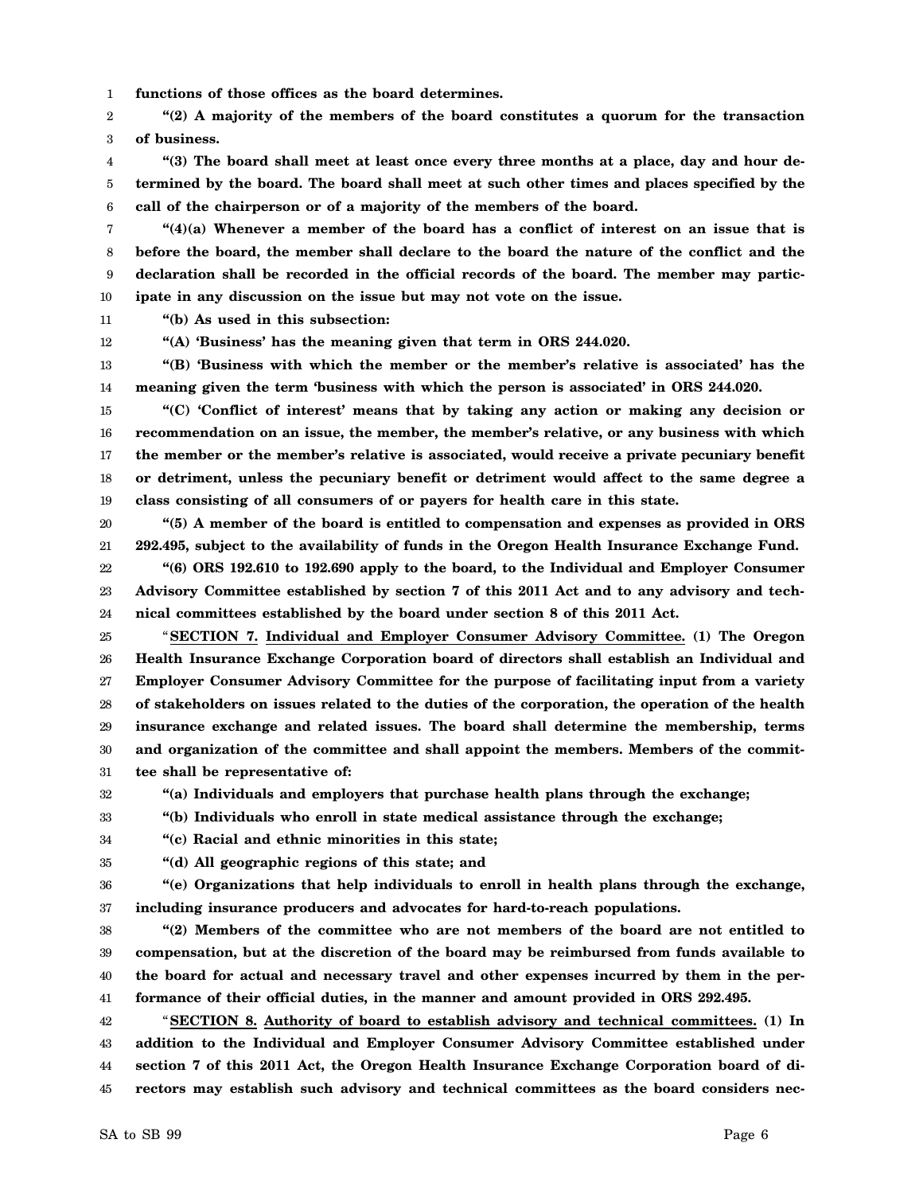**functions of those offices as the board determines.**

**"(2) A majority of the members of the board constitutes a quorum for the transaction of business.**

**"(3) The board shall meet at least once every three months at a place, day and hour determined by the board. The board shall meet at such other times and places specified by the call of the chairperson or of a majority of the members of the board.**

**"(4)(a) Whenever a member of the board has a conflict of interest on an issue that is before the board, the member shall declare to the board the nature of the conflict and the declaration shall be recorded in the official records of the board. The member may participate in any discussion on the issue but may not vote on the issue.**

**"(b) As used in this subsection:**

**"(A) 'Business' has the meaning given that term in ORS 244.020.**

**"(B) 'Business with which the member or the member's relative is associated' has the meaning given the term 'business with which the person is associated' in ORS 244.020.**

**"(C) 'Conflict of interest' means that by taking any action or making any decision or recommendation on an issue, the member, the member's relative, or any business with which the member or the member's relative is associated, would receive a private pecuniary benefit or detriment, unless the pecuniary benefit or detriment would affect to the same degree a class consisting of all consumers of or payers for health care in this state.**

**"(5) A member of the board is entitled to compensation and expenses as provided in ORS 292.495, subject to the availability of funds in the Oregon Health Insurance Exchange Fund.**

**"(6) ORS 192.610 to 192.690 apply to the board, to the Individual and Employer Consumer Advisory Committee established by section 7 of this 2011 Act and to any advisory and technical committees established by the board under section 8 of this 2011 Act.**

"**SECTION 7. Individual and Employer Consumer Advisory Committee. (1) The Oregon Health Insurance Exchange Corporation board of directors shall establish an Individual and Employer Consumer Advisory Committee for the purpose of facilitating input from a variety of stakeholders on issues related to the duties of the corporation, the operation of the health insurance exchange and related issues. The board shall determine the membership, terms and organization of the committee and shall appoint the members. Members of the committee shall be representative of:**

**"(a) Individuals and employers that purchase health plans through the exchange;**

**"(b) Individuals who enroll in state medical assistance through the exchange;**

**"(c) Racial and ethnic minorities in this state;**

**"(d) All geographic regions of this state; and**

**"(e) Organizations that help individuals to enroll in health plans through the exchange, including insurance producers and advocates for hard-to-reach populations.**

**"(2) Members of the committee who are not members of the board are not entitled to compensation, but at the discretion of the board may be reimbursed from funds available to the board for actual and necessary travel and other expenses incurred by them in the performance of their official duties, in the manner and amount provided in ORS 292.495.**

"**SECTION 8. Authority of board to establish advisory and technical committees. (1) In addition to the Individual and Employer Consumer Advisory Committee established under section 7 of this 2011 Act, the Oregon Health Insurance Exchange Corporation board of directors may establish such advisory and technical committees as the board considers nec-**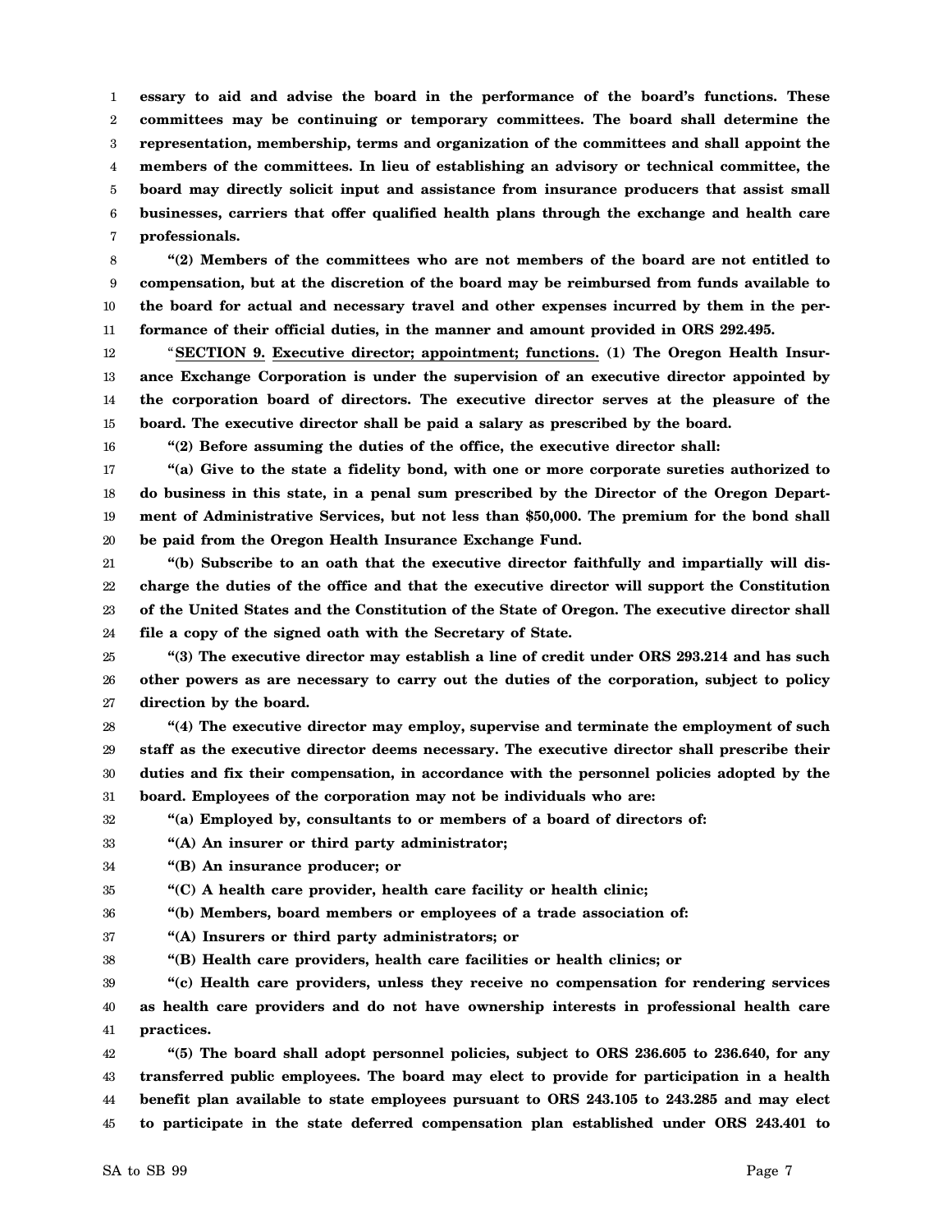**essary to aid and advise the board in the performance of the board's functions. These committees may be continuing or temporary committees. The board shall determine the representation, membership, terms and organization of the committees and shall appoint the members of the committees. In lieu of establishing an advisory or technical committee, the board may directly solicit input and assistance from insurance producers that assist small businesses, carriers that offer qualified health plans through the exchange and health care professionals.**

**"(2) Members of the committees who are not members of the board are not entitled to compensation, but at the discretion of the board may be reimbursed from funds available to the board for actual and necessary travel and other expenses incurred by them in the performance of their official duties, in the manner and amount provided in ORS 292.495.**

"**SECTION 9. Executive director; appointment; functions. (1) The Oregon Health Insurance Exchange Corporation is under the supervision of an executive director appointed by the corporation board of directors. The executive director serves at the pleasure of the board. The executive director shall be paid a salary as prescribed by the board.**

**"(2) Before assuming the duties of the office, the executive director shall:**

**"(a) Give to the state a fidelity bond, with one or more corporate sureties authorized to do business in this state, in a penal sum prescribed by the Director of the Oregon Department of Administrative Services, but not less than $50,000. The premium for the bond shall be paid from the Oregon Health Insurance Exchange Fund.**

**"(b) Subscribe to an oath that the executive director faithfully and impartially will discharge the duties of the office and that the executive director will support the Constitution of the United States and the Constitution of the State of Oregon. The executive director shall file a copy of the signed oath with the Secretary of State.**

**"(3) The executive director may establish a line of credit under ORS 293.214 and has such other powers as are necessary to carry out the duties of the corporation, subject to policy direction by the board.**

**"(4) The executive director may employ, supervise and terminate the employment of such staff as the executive director deems necessary. The executive director shall prescribe their duties and fix their compensation, in accordance with the personnel policies adopted by the board. Employees of the corporation may not be individuals who are:**

**"(a) Employed by, consultants to or members of a board of directors of:**

**"(A) An insurer or third party administrator;**

**"(B) An insurance producer; or**

**"(C) A health care provider, health care facility or health clinic;**

**"(b) Members, board members or employees of a trade association of:**

**"(A) Insurers or third party administrators; or**

**"(B) Health care providers, health care facilities or health clinics; or**

**"(c) Health care providers, unless they receive no compensation for rendering services as health care providers and do not have ownership interests in professional health care practices.**

**"(5) The board shall adopt personnel policies, subject to ORS 236.605 to 236.640, for any transferred public employees. The board may elect to provide for participation in a health benefit plan available to state employees pursuant to ORS 243.105 to 243.285 and may elect to participate in the state deferred compensation plan established under ORS 243.401 to**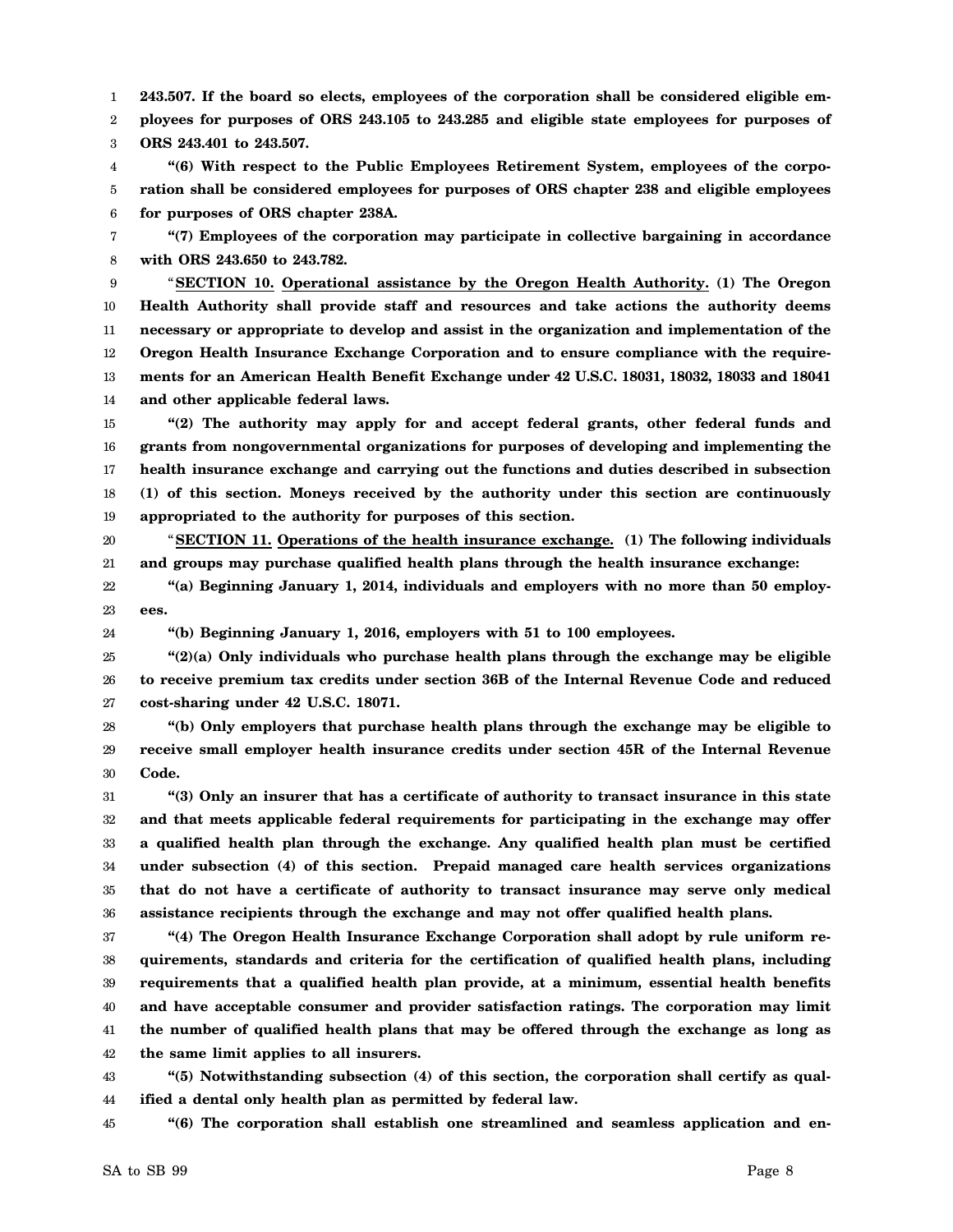**243.507. If the board so elects, employees of the corporation shall be considered eligible employees for purposes of ORS 243.105 to 243.285 and eligible state employees for purposes of ORS 243.401 to 243.507.**

**"(6) With respect to the Public Employees Retirement System, employees of the corporation shall be considered employees for purposes of ORS chapter 238 and eligible employees for purposes of ORS chapter 238A.**

**"(7) Employees of the corporation may participate in collective bargaining in accordance with ORS 243.650 to 243.782.**

"**SECTION 10. Operational assistance by the Oregon Health Authority. (1) The Oregon Health Authority shall provide staff and resources and take actions the authority deems necessary or appropriate to develop and assist in the organization and implementation of the Oregon Health Insurance Exchange Corporation and to ensure compliance with the requirements for an American Health Benefit Exchange under 42 U.S.C. 18031, 18032, 18033 and 18041 and other applicable federal laws.**

**"(2) The authority may apply for and accept federal grants, other federal funds and grants from nongovernmental organizations for purposes of developing and implementing the health insurance exchange and carrying out the functions and duties described in subsection (1) of this section. Moneys received by the authority under this section are continuously appropriated to the authority for purposes of this section.**

"**SECTION 11. Operations of the health insurance exchange. (1) The following individuals and groups may purchase qualified health plans through the health insurance exchange:**

**"(a) Beginning January 1, 2014, individuals and employers with no more than 50 employees.**

**"(b) Beginning January 1, 2016, employers with 51 to 100 employees.**

**"(2)(a) Only individuals who purchase health plans through the exchange may be eligible to receive premium tax credits under section 36B of the Internal Revenue Code and reduced cost-sharing under 42 U.S.C. 18071.**

**"(b) Only employers that purchase health plans through the exchange may be eligible to receive small employer health insurance credits under section 45R of the Internal Revenue Code.**

**"(3) Only an insurer that has a certificate of authority to transact insurance in this state and that meets applicable federal requirements for participating in the exchange may offer a qualified health plan through the exchange. Any qualified health plan must be certified under subsection (4) of this section. Prepaid managed care health services organizations that do not have a certificate of authority to transact insurance may serve only medical assistance recipients through the exchange and may not offer qualified health plans.**

**"(4) The Oregon Health Insurance Exchange Corporation shall adopt by rule uniform requirements, standards and criteria for the certification of qualified health plans, including requirements that a qualified health plan provide, at a minimum, essential health benefits and have acceptable consumer and provider satisfaction ratings. The corporation may limit the number of qualified health plans that may be offered through the exchange as long as the same limit applies to all insurers.**

**"(5) Notwithstanding subsection (4) of this section, the corporation shall certify as qualified a dental only health plan as permitted by federal law.**

**"(6) The corporation shall establish one streamlined and seamless application and en-**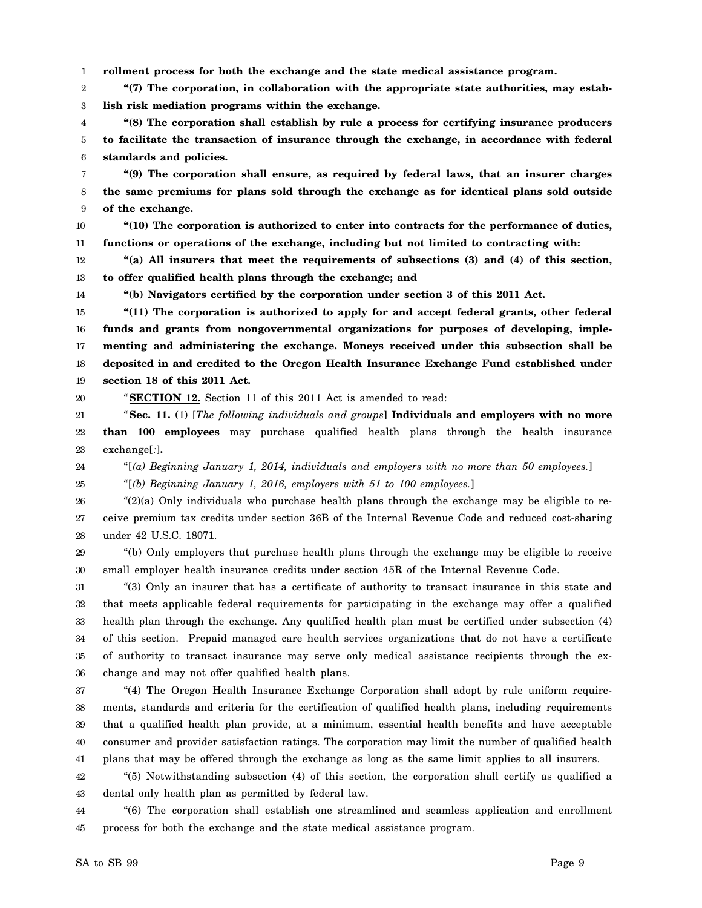**rollment process for both the exchange and the state medical assistance program.**

**"(7) The corporation, in collaboration with the appropriate state authorities, may establish risk mediation programs within the exchange.**

**"(8) The corporation shall establish by rule a process for certifying insurance producers to facilitate the transaction of insurance through the exchange, in accordance with federal standards and policies.**

**"(9) The corporation shall ensure, as required by federal laws, that an insurer charges the same premiums for plans sold through the exchange as for identical plans sold outside of the exchange.**

**"(10) The corporation is authorized to enter into contracts for the performance of duties, functions or operations of the exchange, including but not limited to contracting with:**

**"(a) All insurers that meet the requirements of subsections (3) and (4) of this section, to offer qualified health plans through the exchange; and**

**"(b) Navigators certified by the corporation under section 3 of this 2011 Act.**

**"(11) The corporation is authorized to apply for and accept federal grants, other federal funds and grants from nongovernmental organizations for purposes of developing, implementing and administering the exchange. Moneys received under this subsection shall be deposited in and credited to the Oregon Health Insurance Exchange Fund established under section 18 of this 2011 Act.**

"**SECTION 12.** Section 11 of this 2011 Act is amended to read:

"**Sec. 11.** (1) [*The following individuals and groups*] **Individuals and employers with no more than 100 employees** may purchase qualified health plans through the health insurance exchange[*:*]**.**

"[*(a) Beginning January 1, 2014, individuals and employers with no more than 50 employees.*]

"[*(b) Beginning January 1, 2016, employers with 51 to 100 employees.*]

"(2)(a) Only individuals who purchase health plans through the exchange may be eligible to receive premium tax credits under section 36B of the Internal Revenue Code and reduced cost-sharing under 42 U.S.C. 18071.

"(b) Only employers that purchase health plans through the exchange may be eligible to receive small employer health insurance credits under section 45R of the Internal Revenue Code.

"(3) Only an insurer that has a certificate of authority to transact insurance in this state and that meets applicable federal requirements for participating in the exchange may offer a qualified health plan through the exchange. Any qualified health plan must be certified under subsection (4) of this section. Prepaid managed care health services organizations that do not have a certificate of authority to transact insurance may serve only medical assistance recipients through the exchange and may not offer qualified health plans.

"(4) The Oregon Health Insurance Exchange Corporation shall adopt by rule uniform requirements, standards and criteria for the certification of qualified health plans, including requirements that a qualified health plan provide, at a minimum, essential health benefits and have acceptable consumer and provider satisfaction ratings. The corporation may limit the number of qualified health plans that may be offered through the exchange as long as the same limit applies to all insurers.

"(5) Notwithstanding subsection (4) of this section, the corporation shall certify as qualified a dental only health plan as permitted by federal law.

"(6) The corporation shall establish one streamlined and seamless application and enrollment process for both the exchange and the state medical assistance program.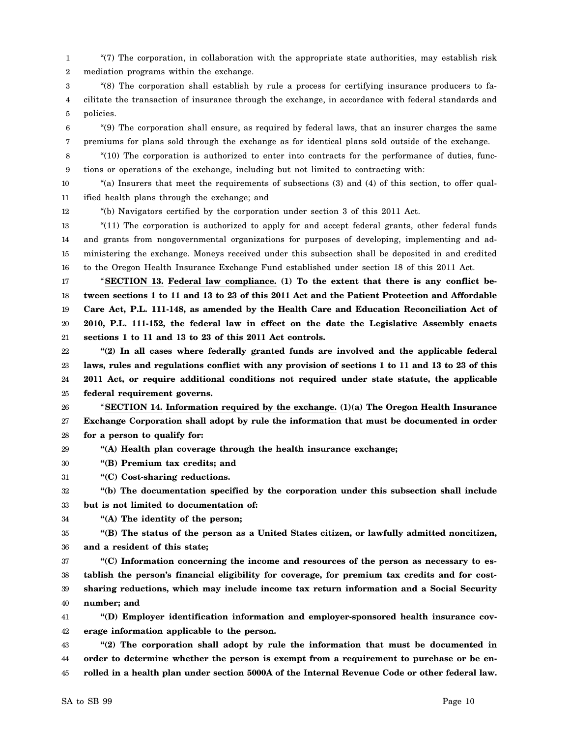"(7) The corporation, in collaboration with the appropriate state authorities, may establish risk mediation programs within the exchange.

"(8) The corporation shall establish by rule a process for certifying insurance producers to facilitate the transaction of insurance through the exchange, in accordance with federal standards and policies.

"(9) The corporation shall ensure, as required by federal laws, that an insurer charges the same premiums for plans sold through the exchange as for identical plans sold outside of the exchange.

"(10) The corporation is authorized to enter into contracts for the performance of duties, functions or operations of the exchange, including but not limited to contracting with:

"(a) Insurers that meet the requirements of subsections (3) and (4) of this section, to offer qualified health plans through the exchange; and

"(b) Navigators certified by the corporation under section 3 of this 2011 Act.

"(11) The corporation is authorized to apply for and accept federal grants, other federal funds and grants from nongovernmental organizations for purposes of developing, implementing and administering the exchange. Moneys received under this subsection shall be deposited in and credited to the Oregon Health Insurance Exchange Fund established under section 18 of this 2011 Act.

"**SECTION 13.** **Federal law compliance.** **(1) To the extent that there is any conflict between sections 1 to 11 and 13 to 23 of this 2011 Act and the Patient Protection and Affordable Care Act, P.L. 111-148, as amended by the Health Care and Education Reconciliation Act of 2010, P.L. 111-152, the federal law in effect on the date the Legislative Assembly enacts sections 1 to 11 and 13 to 23 of this 2011 Act controls.**

**"(2) In all cases where federally granted funds are involved and the applicable federal laws, rules and regulations conflict with any provision of sections 1 to 11 and 13 to 23 of this 2011 Act, or require additional conditions not required under state statute, the applicable federal requirement governs.**

"**SECTION 14.** **Information required by the exchange.** **(1)(a) The Oregon Health Insurance Exchange Corporation shall adopt by rule the information that must be documented in order for a person to qualify for:**

**"(A) Health plan coverage through the health insurance exchange;**

**"(B) Premium tax credits; and**

**"(C) Cost-sharing reductions.**

**"(b) The documentation specified by the corporation under this subsection shall include but is not limited to documentation of:**

**"(A) The identity of the person;**

**"(B) The status of the person as a United States citizen, or lawfully admitted noncitizen, and a resident of this state;**

**"(C) Information concerning the income and resources of the person as necessary to establish the person's financial eligibility for coverage, for premium tax credits and for cost-sharing reductions, which may include income tax return information and a Social Security number; and**

**"(D) Employer identification information and employer-sponsored health insurance coverage information applicable to the person.**

**"(2) The corporation shall adopt by rule the information that must be documented in order to determine whether the person is exempt from a requirement to purchase or be enrolled in a health plan under section 5000A of the Internal Revenue Code or other federal law.**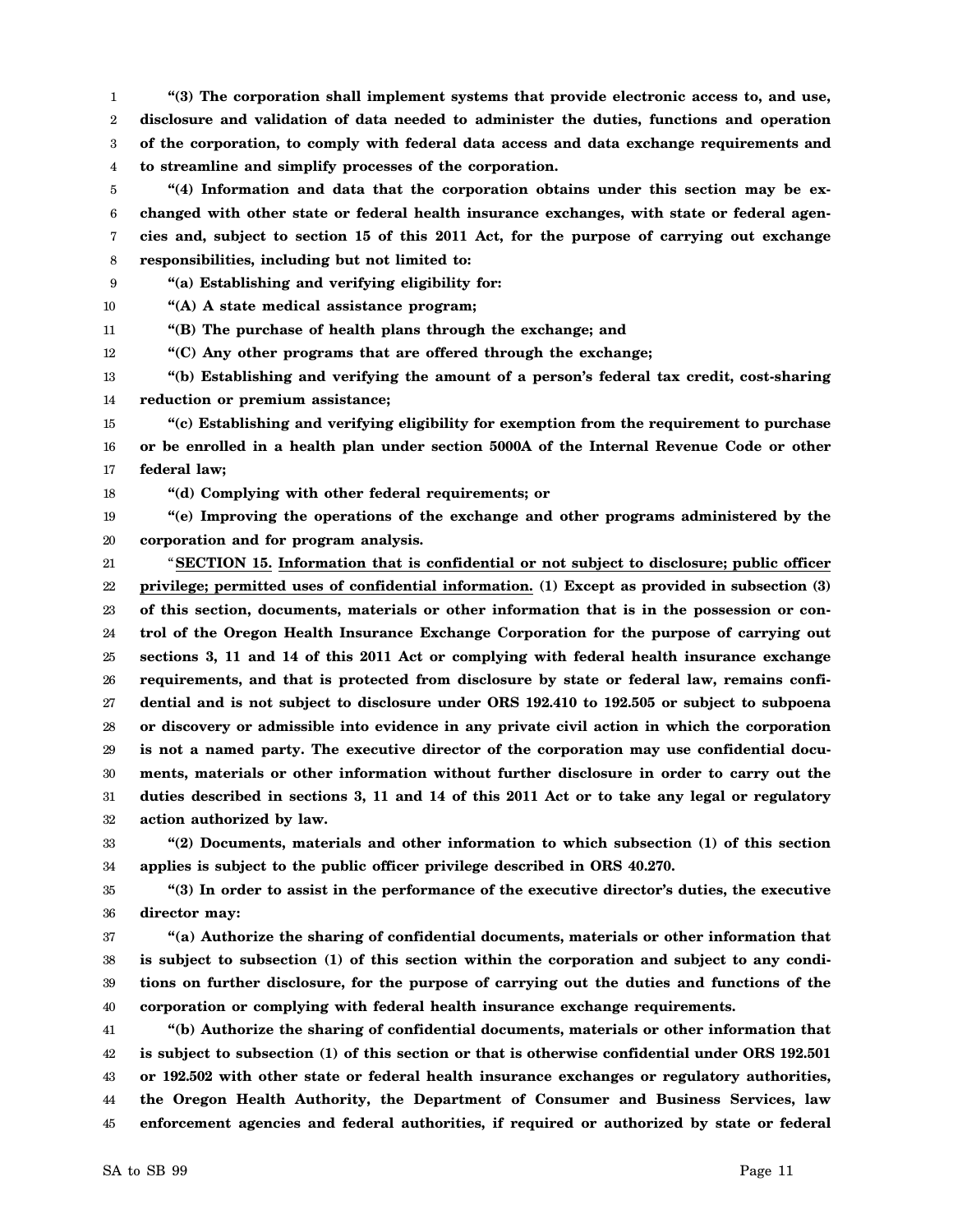**"(3) The corporation shall implement systems that provide electronic access to, and use, disclosure and validation of data needed to administer the duties, functions and operation of the corporation, to comply with federal data access and data exchange requirements and to streamline and simplify processes of the corporation.**

**"(4) Information and data that the corporation obtains under this section may be exchanged with other state or federal health insurance exchanges, with state or federal agencies and, subject to section 15 of this 2011 Act, for the purpose of carrying out exchange responsibilities, including but not limited to:**

**"(a) Establishing and verifying eligibility for:**

**"(A) A state medical assistance program;**

**"(B) The purchase of health plans through the exchange; and**

**"(C) Any other programs that are offered through the exchange;**

**"(b) Establishing and verifying the amount of a person's federal tax credit, cost-sharing reduction or premium assistance;**

**"(c) Establishing and verifying eligibility for exemption from the requirement to purchase or be enrolled in a health plan under section 5000A of the Internal Revenue Code or other federal law;**

**"(d) Complying with other federal requirements; or**

**"(e) Improving the operations of the exchange and other programs administered by the corporation and for program analysis.**

"**SECTION 15.** <u>**Information that is confidential or not subject to disclosure; public officer privilege; permitted uses of confidential information.**</u> **(1) Except as provided in subsection (3) of this section, documents, materials or other information that is in the possession or control of the Oregon Health Insurance Exchange Corporation for the purpose of carrying out sections 3, 11 and 14 of this 2011 Act or complying with federal health insurance exchange requirements, and that is protected from disclosure by state or federal law, remains confidential and is not subject to disclosure under ORS 192.410 to 192.505 or subject to subpoena or discovery or admissible into evidence in any private civil action in which the corporation is not a named party. The executive director of the corporation may use confidential documents, materials or other information without further disclosure in order to carry out the duties described in sections 3, 11 and 14 of this 2011 Act or to take any legal or regulatory action authorized by law.**

**"(2) Documents, materials and other information to which subsection (1) of this section applies is subject to the public officer privilege described in ORS 40.270.**

**"(3) In order to assist in the performance of the executive director's duties, the executive director may:**

**"(a) Authorize the sharing of confidential documents, materials or other information that is subject to subsection (1) of this section within the corporation and subject to any conditions on further disclosure, for the purpose of carrying out the duties and functions of the corporation or complying with federal health insurance exchange requirements.**

**"(b) Authorize the sharing of confidential documents, materials or other information that is subject to subsection (1) of this section or that is otherwise confidential under ORS 192.501 or 192.502 with other state or federal health insurance exchanges or regulatory authorities, the Oregon Health Authority, the Department of Consumer and Business Services, law enforcement agencies and federal authorities, if required or authorized by state or federal**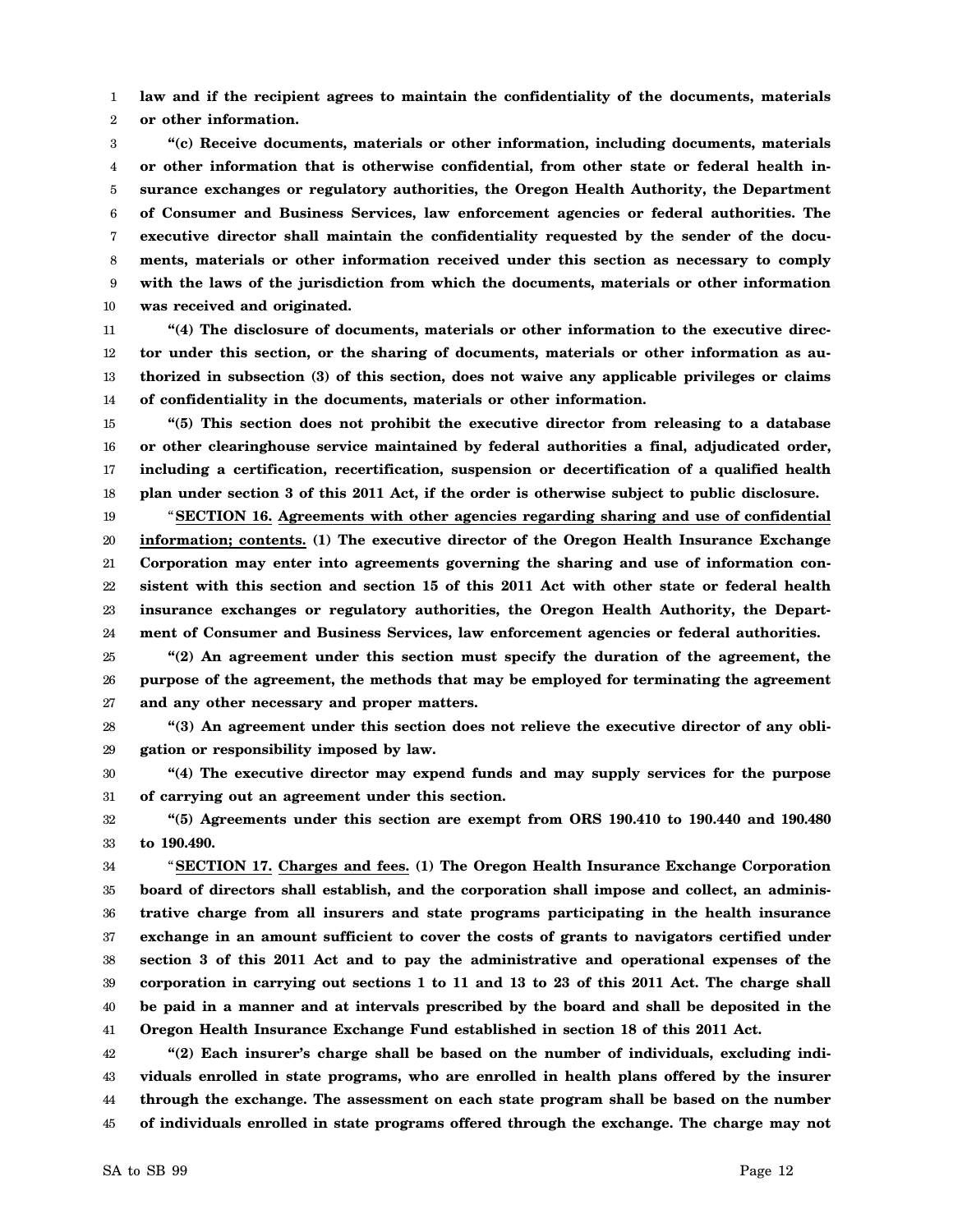**law and if the recipient agrees to maintain the confidentiality of the documents, materials or other information.**

**"(c) Receive documents, materials or other information, including documents, materials or other information that is otherwise confidential, from other state or federal health insurance exchanges or regulatory authorities, the Oregon Health Authority, the Department of Consumer and Business Services, law enforcement agencies or federal authorities. The executive director shall maintain the confidentiality requested by the sender of the documents, materials or other information received under this section as necessary to comply with the laws of the jurisdiction from which the documents, materials or other information was received and originated.**

**"(4) The disclosure of documents, materials or other information to the executive director under this section, or the sharing of documents, materials or other information as authorized in subsection (3) of this section, does not waive any applicable privileges or claims of confidentiality in the documents, materials or other information.**

**"(5) This section does not prohibit the executive director from releasing to a database or other clearinghouse service maintained by federal authorities a final, adjudicated order, including a certification, recertification, suspension or decertification of a qualified health plan under section 3 of this 2011 Act, if the order is otherwise subject to public disclosure.**

"**SECTION 16. Agreements with other agencies regarding sharing and use of confidential information; contents. (1) The executive director of the Oregon Health Insurance Exchange Corporation may enter into agreements governing the sharing and use of information consistent with this section and section 15 of this 2011 Act with other state or federal health insurance exchanges or regulatory authorities, the Oregon Health Authority, the Department of Consumer and Business Services, law enforcement agencies or federal authorities.**

**"(2) An agreement under this section must specify the duration of the agreement, the purpose of the agreement, the methods that may be employed for terminating the agreement and any other necessary and proper matters.**

**"(3) An agreement under this section does not relieve the executive director of any obligation or responsibility imposed by law.**

**"(4) The executive director may expend funds and may supply services for the purpose of carrying out an agreement under this section.**

**"(5) Agreements under this section are exempt from ORS 190.410 to 190.440 and 190.480 to 190.490.**

"**SECTION 17. Charges and fees. (1) The Oregon Health Insurance Exchange Corporation board of directors shall establish, and the corporation shall impose and collect, an administrative charge from all insurers and state programs participating in the health insurance exchange in an amount sufficient to cover the costs of grants to navigators certified under section 3 of this 2011 Act and to pay the administrative and operational expenses of the corporation in carrying out sections 1 to 11 and 13 to 23 of this 2011 Act. The charge shall be paid in a manner and at intervals prescribed by the board and shall be deposited in the Oregon Health Insurance Exchange Fund established in section 18 of this 2011 Act.**

**"(2) Each insurer's charge shall be based on the number of individuals, excluding individuals enrolled in state programs, who are enrolled in health plans offered by the insurer through the exchange. The assessment on each state program shall be based on the number of individuals enrolled in state programs offered through the exchange. The charge may not**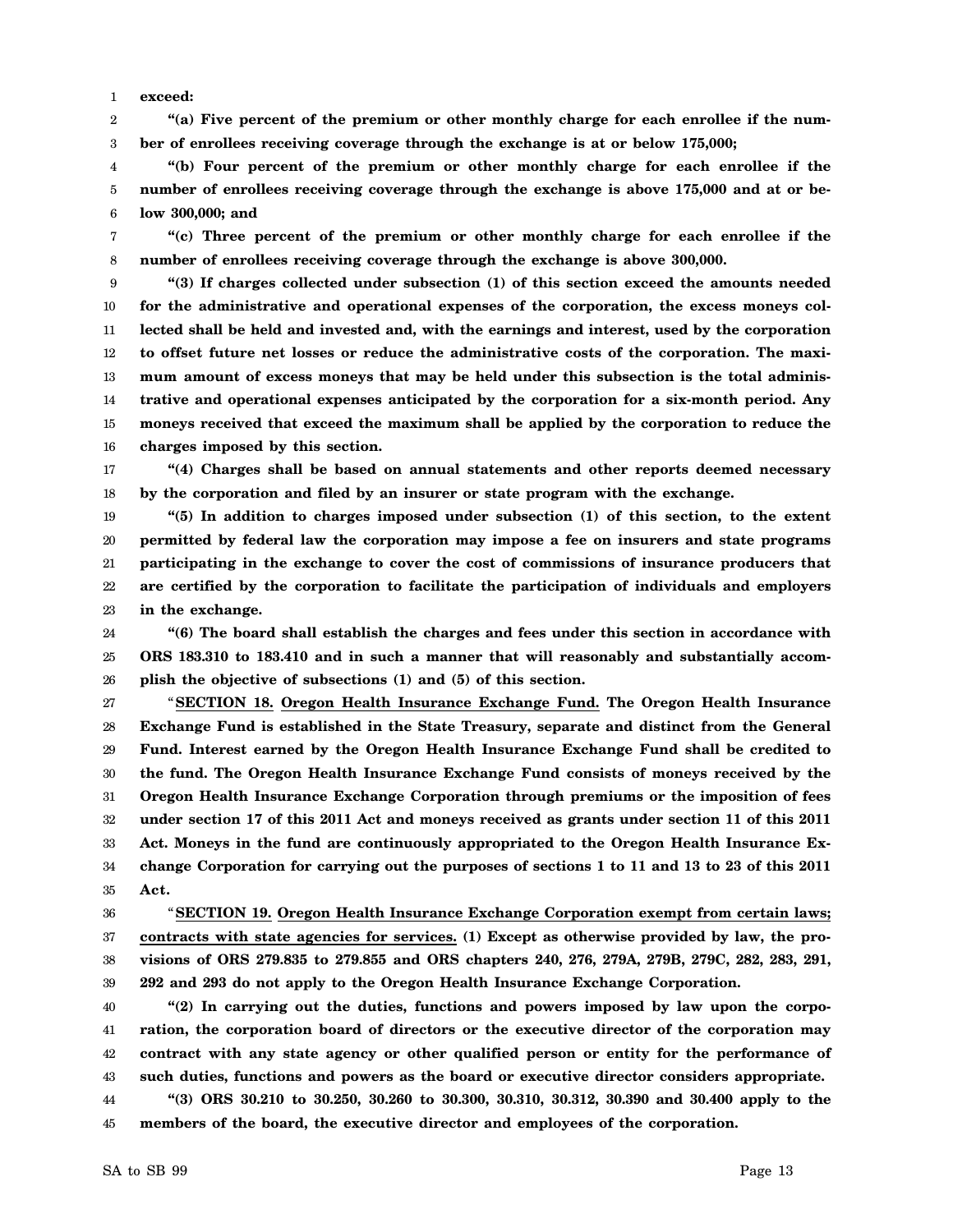**exceed:**

**"(a) Five percent of the premium or other monthly charge for each enrollee if the number of enrollees receiving coverage through the exchange is at or below 175,000;**

**"(b) Four percent of the premium or other monthly charge for each enrollee if the number of enrollees receiving coverage through the exchange is above 175,000 and at or below 300,000; and**

**"(c) Three percent of the premium or other monthly charge for each enrollee if the number of enrollees receiving coverage through the exchange is above 300,000.**

**"(3) If charges collected under subsection (1) of this section exceed the amounts needed for the administrative and operational expenses of the corporation, the excess moneys collected shall be held and invested and, with the earnings and interest, used by the corporation to offset future net losses or reduce the administrative costs of the corporation. The maximum amount of excess moneys that may be held under this subsection is the total administrative and operational expenses anticipated by the corporation for a six-month period. Any moneys received that exceed the maximum shall be applied by the corporation to reduce the charges imposed by this section.**

**"(4) Charges shall be based on annual statements and other reports deemed necessary by the corporation and filed by an insurer or state program with the exchange.**

**"(5) In addition to charges imposed under subsection (1) of this section, to the extent permitted by federal law the corporation may impose a fee on insurers and state programs participating in the exchange to cover the cost of commissions of insurance producers that are certified by the corporation to facilitate the participation of individuals and employers in the exchange.**

**"(6) The board shall establish the charges and fees under this section in accordance with ORS 183.310 to 183.410 and in such a manner that will reasonably and substantially accomplish the objective of subsections (1) and (5) of this section.**

"**SECTION 18. Oregon Health Insurance Exchange Fund. The Oregon Health Insurance Exchange Fund is established in the State Treasury, separate and distinct from the General Fund. Interest earned by the Oregon Health Insurance Exchange Fund shall be credited to the fund. The Oregon Health Insurance Exchange Fund consists of moneys received by the Oregon Health Insurance Exchange Corporation through premiums or the imposition of fees under section 17 of this 2011 Act and moneys received as grants under section 11 of this 2011 Act. Moneys in the fund are continuously appropriated to the Oregon Health Insurance Exchange Corporation for carrying out the purposes of sections 1 to 11 and 13 to 23 of this 2011 Act.**

"**SECTION 19. Oregon Health Insurance Exchange Corporation exempt from certain laws; contracts with state agencies for services. (1) Except as otherwise provided by law, the provisions of ORS 279.835 to 279.855 and ORS chapters 240, 276, 279A, 279B, 279C, 282, 283, 291, 292 and 293 do not apply to the Oregon Health Insurance Exchange Corporation.**

**"(2) In carrying out the duties, functions and powers imposed by law upon the corporation, the corporation board of directors or the executive director of the corporation may contract with any state agency or other qualified person or entity for the performance of such duties, functions and powers as the board or executive director considers appropriate.**

**"(3) ORS 30.210 to 30.250, 30.260 to 30.300, 30.310, 30.312, 30.390 and 30.400 apply to the members of the board, the executive director and employees of the corporation.**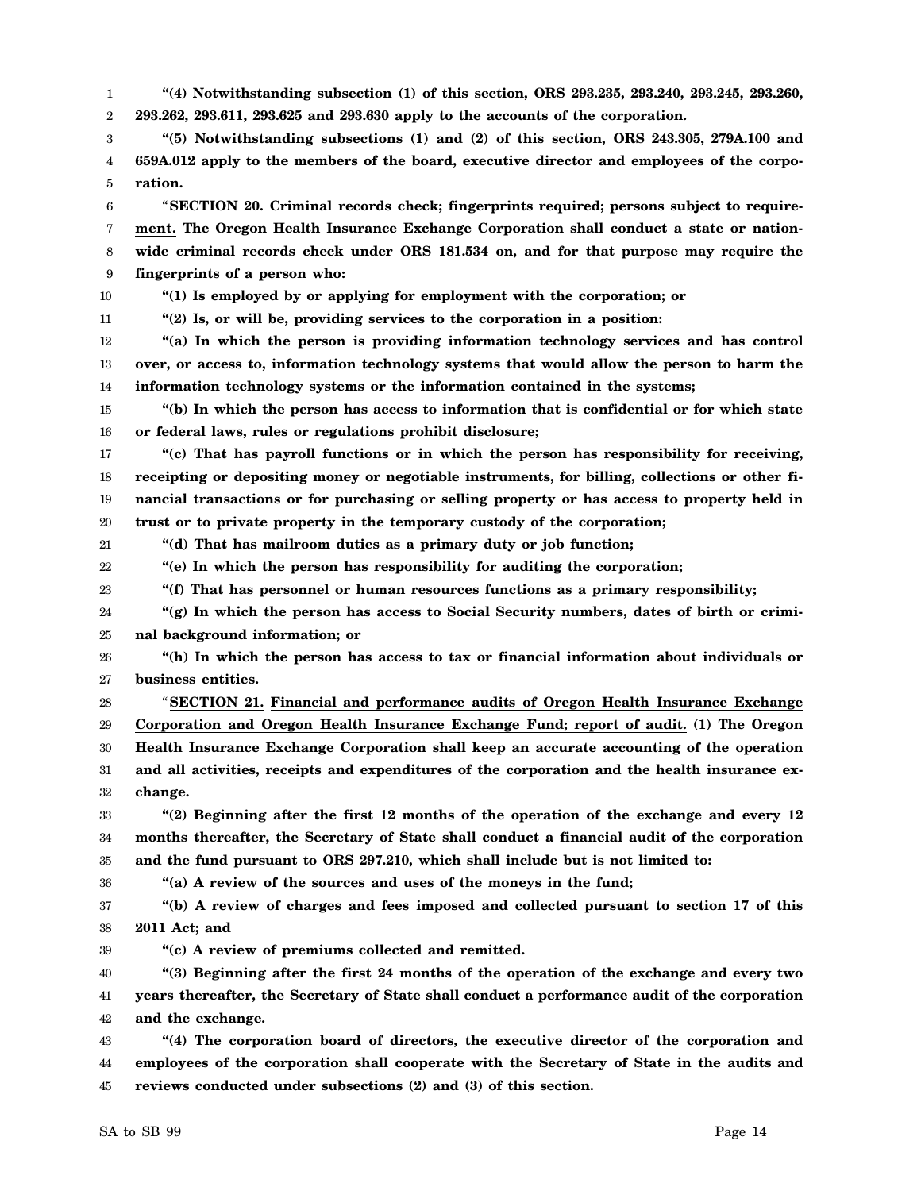**"(4) Notwithstanding subsection (1) of this section, ORS 293.235, 293.240, 293.245, 293.260, 293.262, 293.611, 293.625 and 293.630 apply to the accounts of the corporation.**

**"(5) Notwithstanding subsections (1) and (2) of this section, ORS 243.305, 279A.100 and 659A.012 apply to the members of the board, executive director and employees of the corporation.**

"**SECTION 20. Criminal records check; fingerprints required; persons subject to requirement. The Oregon Health Insurance Exchange Corporation shall conduct a state or nationwide criminal records check under ORS 181.534 on, and for that purpose may require the fingerprints of a person who:**

**"(1) Is employed by or applying for employment with the corporation; or**

**"(2) Is, or will be, providing services to the corporation in a position:**

**"(a) In which the person is providing information technology services and has control over, or access to, information technology systems that would allow the person to harm the information technology systems or the information contained in the systems;**

**"(b) In which the person has access to information that is confidential or for which state or federal laws, rules or regulations prohibit disclosure;**

**"(c) That has payroll functions or in which the person has responsibility for receiving, receipting or depositing money or negotiable instruments, for billing, collections or other financial transactions or for purchasing or selling property or has access to property held in trust or to private property in the temporary custody of the corporation;**

**"(d) That has mailroom duties as a primary duty or job function;**

**"(e) In which the person has responsibility for auditing the corporation;**

**"(f) That has personnel or human resources functions as a primary responsibility;**

**"(g) In which the person has access to Social Security numbers, dates of birth or criminal background information; or**

**"(h) In which the person has access to tax or financial information about individuals or business entities.**

"**SECTION 21. Financial and performance audits of Oregon Health Insurance Exchange Corporation and Oregon Health Insurance Exchange Fund; report of audit. (1) The Oregon Health Insurance Exchange Corporation shall keep an accurate accounting of the operation and all activities, receipts and expenditures of the corporation and the health insurance exchange.**

**"(2) Beginning after the first 12 months of the operation of the exchange and every 12 months thereafter, the Secretary of State shall conduct a financial audit of the corporation and the fund pursuant to ORS 297.210, which shall include but is not limited to:**

**"(a) A review of the sources and uses of the moneys in the fund;**

**"(b) A review of charges and fees imposed and collected pursuant to section 17 of this 2011 Act; and**

**"(c) A review of premiums collected and remitted.**

**"(3) Beginning after the first 24 months of the operation of the exchange and every two years thereafter, the Secretary of State shall conduct a performance audit of the corporation and the exchange.**

**"(4) The corporation board of directors, the executive director of the corporation and employees of the corporation shall cooperate with the Secretary of State in the audits and reviews conducted under subsections (2) and (3) of this section.**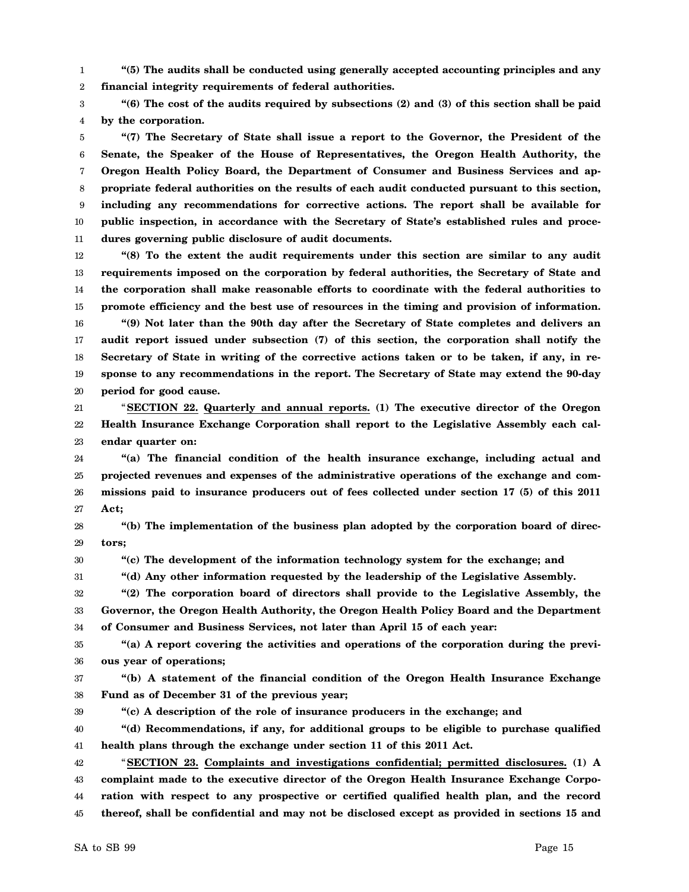**"(5) The audits shall be conducted using generally accepted accounting principles and any financial integrity requirements of federal authorities.**

**"(6) The cost of the audits required by subsections (2) and (3) of this section shall be paid by the corporation.**

**"(7) The Secretary of State shall issue a report to the Governor, the President of the Senate, the Speaker of the House of Representatives, the Oregon Health Authority, the Oregon Health Policy Board, the Department of Consumer and Business Services and appropriate federal authorities on the results of each audit conducted pursuant to this section, including any recommendations for corrective actions. The report shall be available for public inspection, in accordance with the Secretary of State's established rules and procedures governing public disclosure of audit documents.**

**"(8) To the extent the audit requirements under this section are similar to any audit requirements imposed on the corporation by federal authorities, the Secretary of State and the corporation shall make reasonable efforts to coordinate with the federal authorities to promote efficiency and the best use of resources in the timing and provision of information.**

**"(9) Not later than the 90th day after the Secretary of State completes and delivers an audit report issued under subsection (7) of this section, the corporation shall notify the Secretary of State in writing of the corrective actions taken or to be taken, if any, in response to any recommendations in the report. The Secretary of State may extend the 90-day period for good cause.**

"**SECTION 22. Quarterly and annual reports. (1) The executive director of the Oregon Health Insurance Exchange Corporation shall report to the Legislative Assembly each calendar quarter on:**

**"(a) The financial condition of the health insurance exchange, including actual and projected revenues and expenses of the administrative operations of the exchange and commissions paid to insurance producers out of fees collected under section 17 (5) of this 2011 Act;**

**"(b) The implementation of the business plan adopted by the corporation board of directors;**

**"(c) The development of the information technology system for the exchange; and**

**"(d) Any other information requested by the leadership of the Legislative Assembly.**

**"(2) The corporation board of directors shall provide to the Legislative Assembly, the Governor, the Oregon Health Authority, the Oregon Health Policy Board and the Department of Consumer and Business Services, not later than April 15 of each year:**

**"(a) A report covering the activities and operations of the corporation during the previous year of operations;**

**"(b) A statement of the financial condition of the Oregon Health Insurance Exchange Fund as of December 31 of the previous year;**

**"(c) A description of the role of insurance producers in the exchange; and**

**"(d) Recommendations, if any, for additional groups to be eligible to purchase qualified health plans through the exchange under section 11 of this 2011 Act.**

"**SECTION 23. Complaints and investigations confidential; permitted disclosures. (1) A complaint made to the executive director of the Oregon Health Insurance Exchange Corporation with respect to any prospective or certified qualified health plan, and the record thereof, shall be confidential and may not be disclosed except as provided in sections 15 and**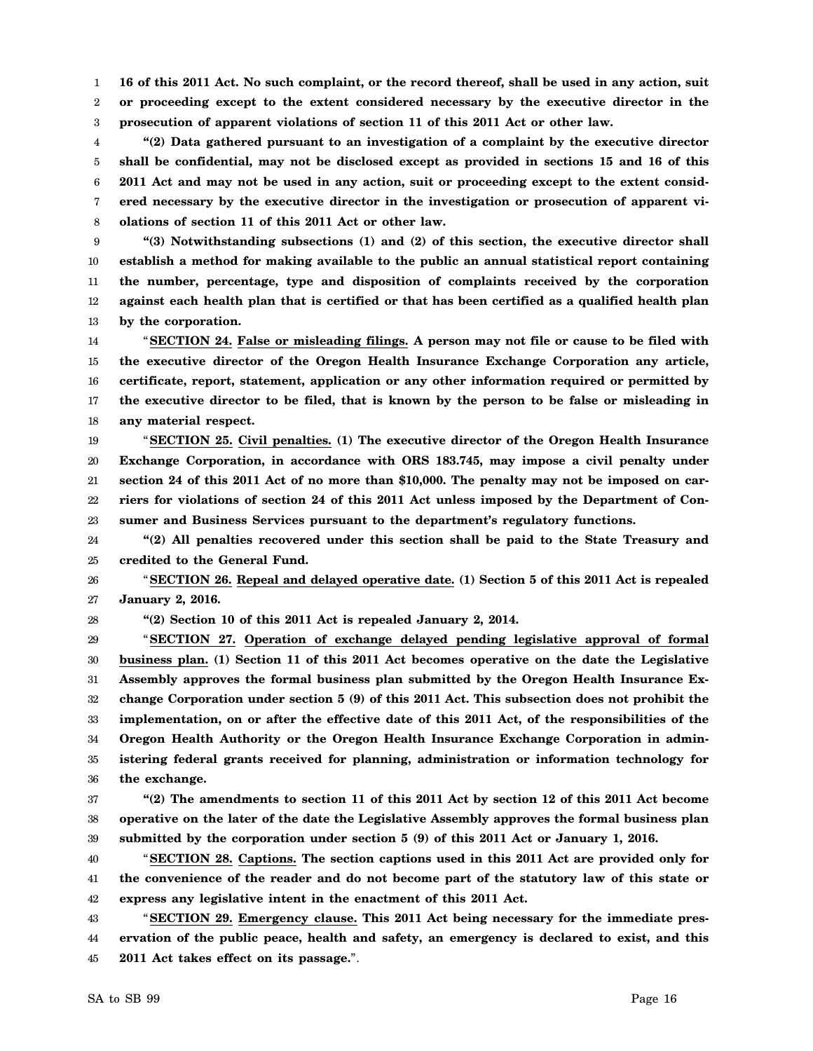**16 of this 2011 Act. No such complaint, or the record thereof, shall be used in any action, suit or proceeding except to the extent considered necessary by the executive director in the prosecution of apparent violations of section 11 of this 2011 Act or other law.**

**"(2) Data gathered pursuant to an investigation of a complaint by the executive director shall be confidential, may not be disclosed except as provided in sections 15 and 16 of this 2011 Act and may not be used in any action, suit or proceeding except to the extent considered necessary by the executive director in the investigation or prosecution of apparent violations of section 11 of this 2011 Act or other law.**

**"(3) Notwithstanding subsections (1) and (2) of this section, the executive director shall establish a method for making available to the public an annual statistical report containing the number, percentage, type and disposition of complaints received by the corporation against each health plan that is certified or that has been certified as a qualified health plan by the corporation.**

"**SECTION 24. False or misleading filings. A person may not file or cause to be filed with the executive director of the Oregon Health Insurance Exchange Corporation any article, certificate, report, statement, application or any other information required or permitted by the executive director to be filed, that is known by the person to be false or misleading in any material respect.**

"**SECTION 25. Civil penalties. (1) The executive director of the Oregon Health Insurance Exchange Corporation, in accordance with ORS 183.745, may impose a civil penalty under section 24 of this 2011 Act of no more than $10,000. The penalty may not be imposed on carriers for violations of section 24 of this 2011 Act unless imposed by the Department of Consumer and Business Services pursuant to the department's regulatory functions.**

**"(2) All penalties recovered under this section shall be paid to the State Treasury and credited to the General Fund.**

"**SECTION 26. Repeal and delayed operative date. (1) Section 5 of this 2011 Act is repealed January 2, 2016.**

**"(2) Section 10 of this 2011 Act is repealed January 2, 2014.**

"**SECTION 27. Operation of exchange delayed pending legislative approval of formal business plan. (1) Section 11 of this 2011 Act becomes operative on the date the Legislative Assembly approves the formal business plan submitted by the Oregon Health Insurance Exchange Corporation under section 5 (9) of this 2011 Act. This subsection does not prohibit the implementation, on or after the effective date of this 2011 Act, of the responsibilities of the Oregon Health Authority or the Oregon Health Insurance Exchange Corporation in administering federal grants received for planning, administration or information technology for the exchange.**

**"(2) The amendments to section 11 of this 2011 Act by section 12 of this 2011 Act become operative on the later of the date the Legislative Assembly approves the formal business plan submitted by the corporation under section 5 (9) of this 2011 Act or January 1, 2016.**

"**SECTION 28. Captions. The section captions used in this 2011 Act are provided only for the convenience of the reader and do not become part of the statutory law of this state or express any legislative intent in the enactment of this 2011 Act.**

"**SECTION 29. Emergency clause. This 2011 Act being necessary for the immediate preservation of the public peace, health and safety, an emergency is declared to exist, and this 2011 Act takes effect on its passage.**".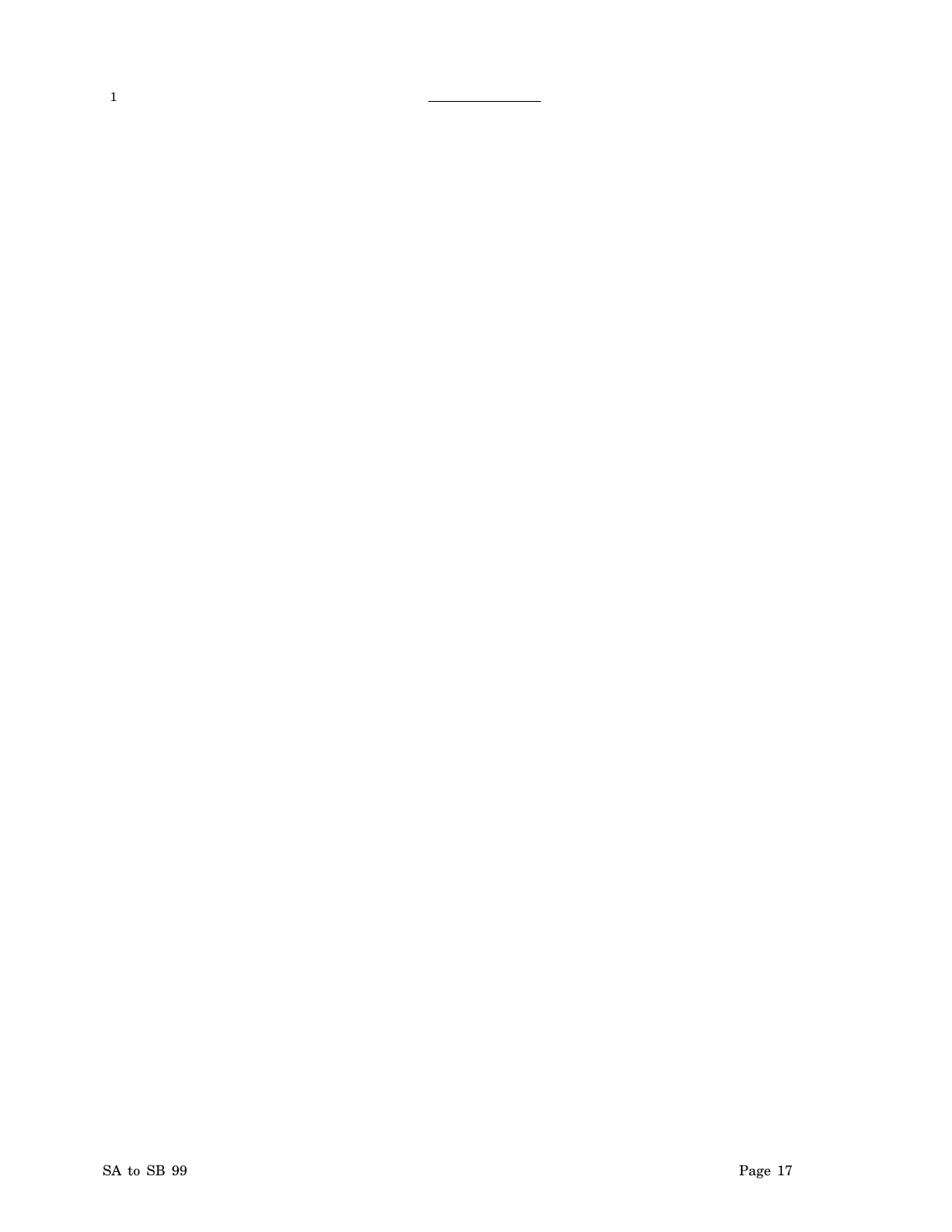1 \_\_\_\_\_\_\_\_\_\_\_\_\_\_

1 ______________